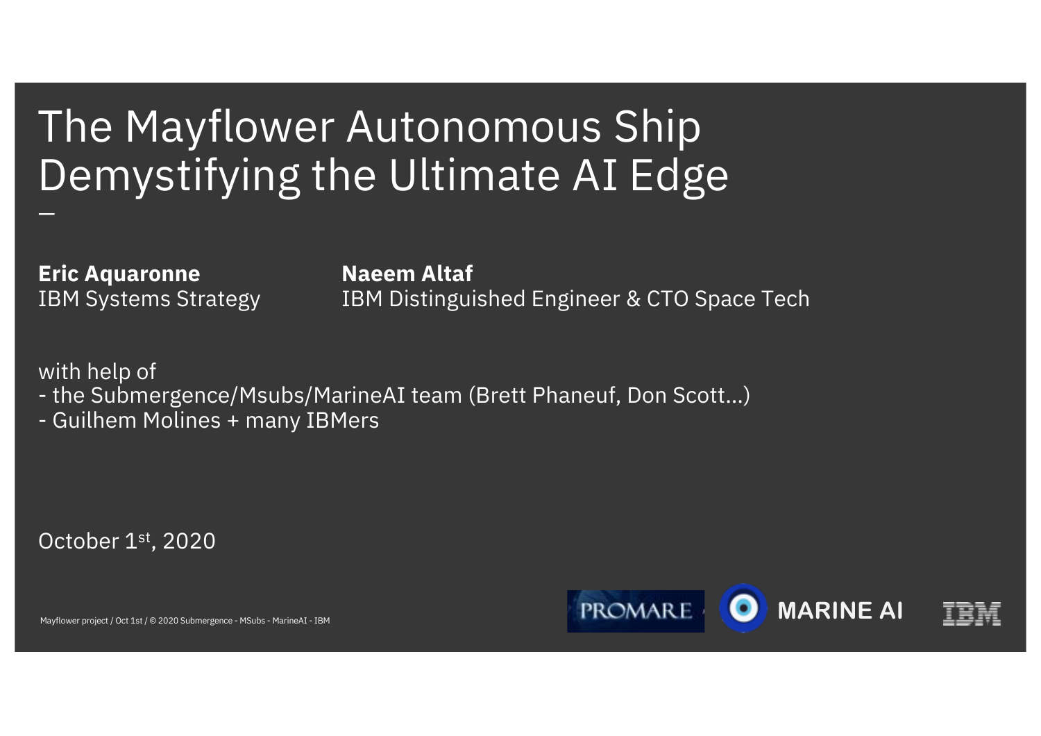# The Mayflower Autonomous Ship
# Demystifying the Ultimate AI Edge

**Eric Aquaronne**
IBM Systems Strategy

**Naeem Altaf**
IBM Distinguished Engineer & CTO Space Tech

with help of
- the Submergence/Msubs/MarineAI team (Brett Phaneuf, Don Scott…)
- Guilhem Molines + many IBMers

October 1st, 2020

Mayflower project / Oct 1st / © 2020 Submergence - MSubs - MarineAI - IBM

PROMARE MARINE AI IBM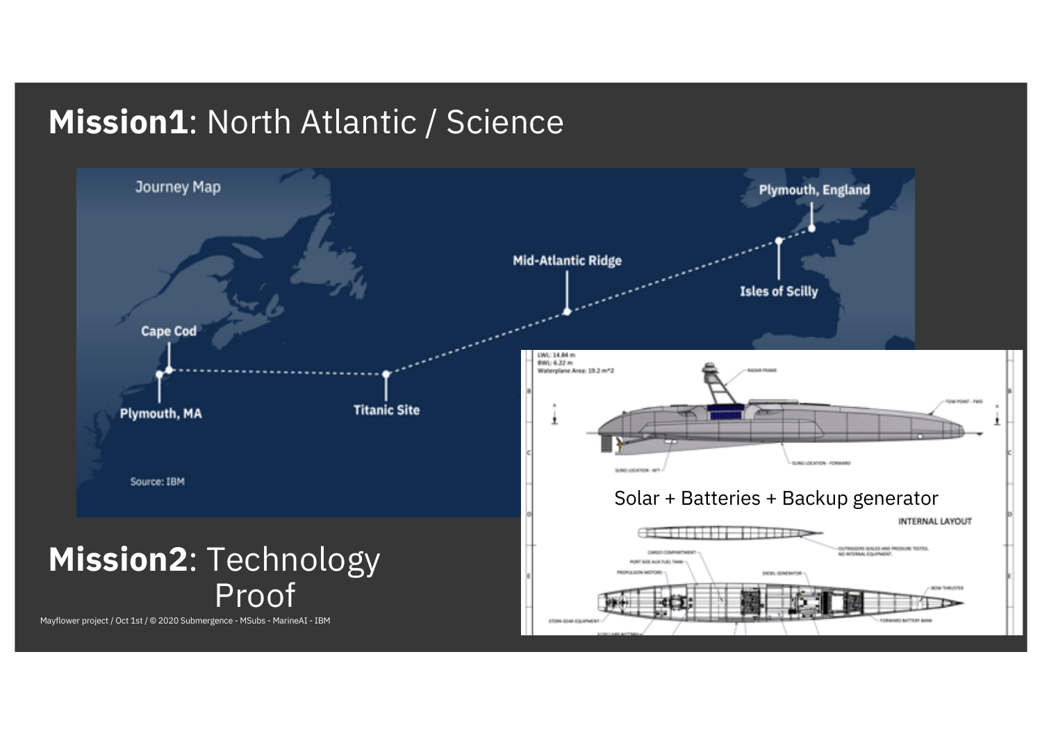# **Mission1**: North Atlantic / Science

Journey Map

Plymouth, England

Mid-Atlantic Ridge

Isles of Scilly

Cape Cod

Plymouth, MA

Titanic Site

Source: IBM

Solar + Batteries + Backup generator

# **Mission2**: Technology Proof

Mayflower project / Oct 1st / © 2020 Submergence - MSubs - MarineAI - IBM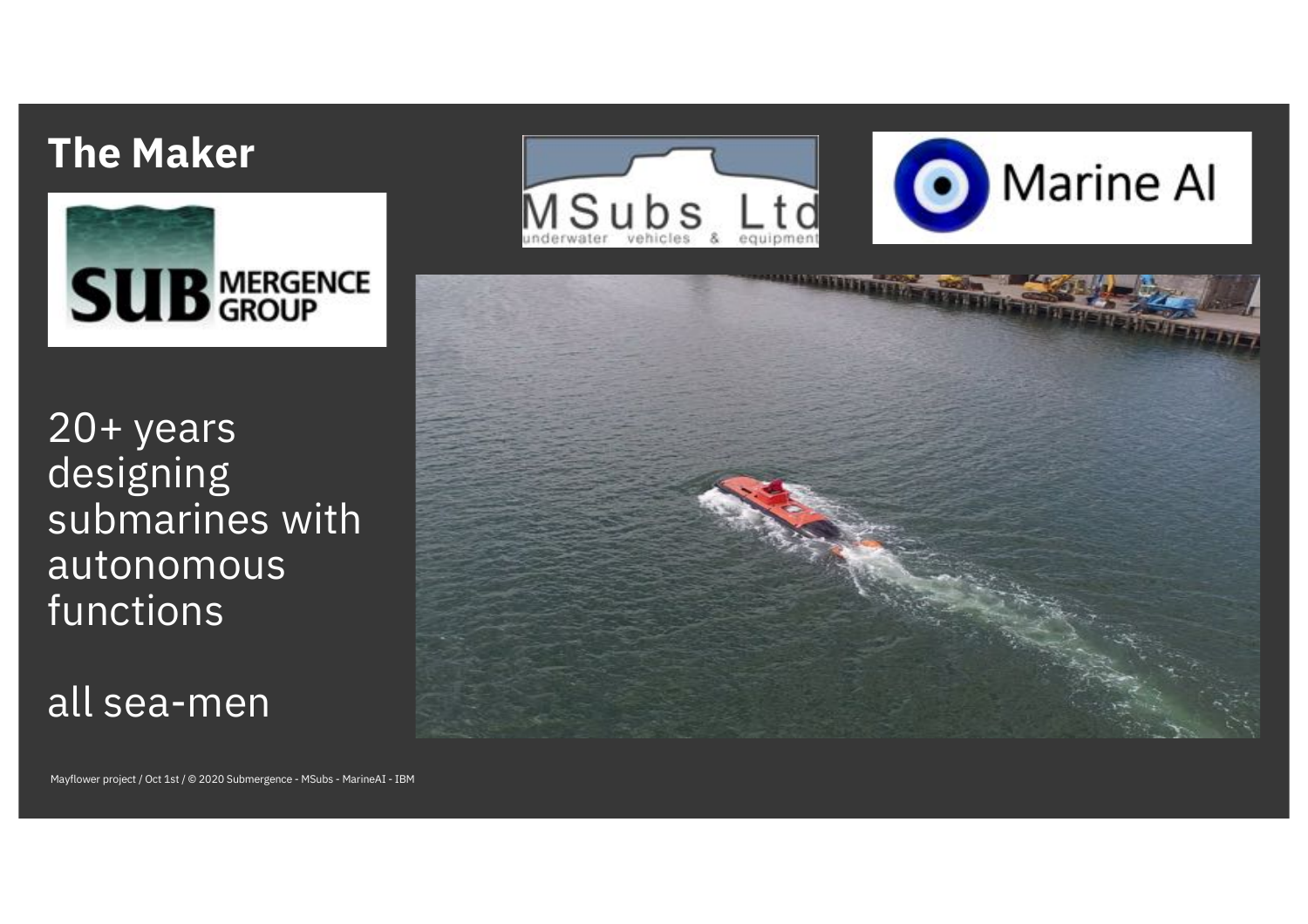# The Maker

20+ years designing submarines with autonomous functions

all sea-men

Mayflower project / Oct 1st / © 2020 Submergence - MSubs - MarineAI - IBM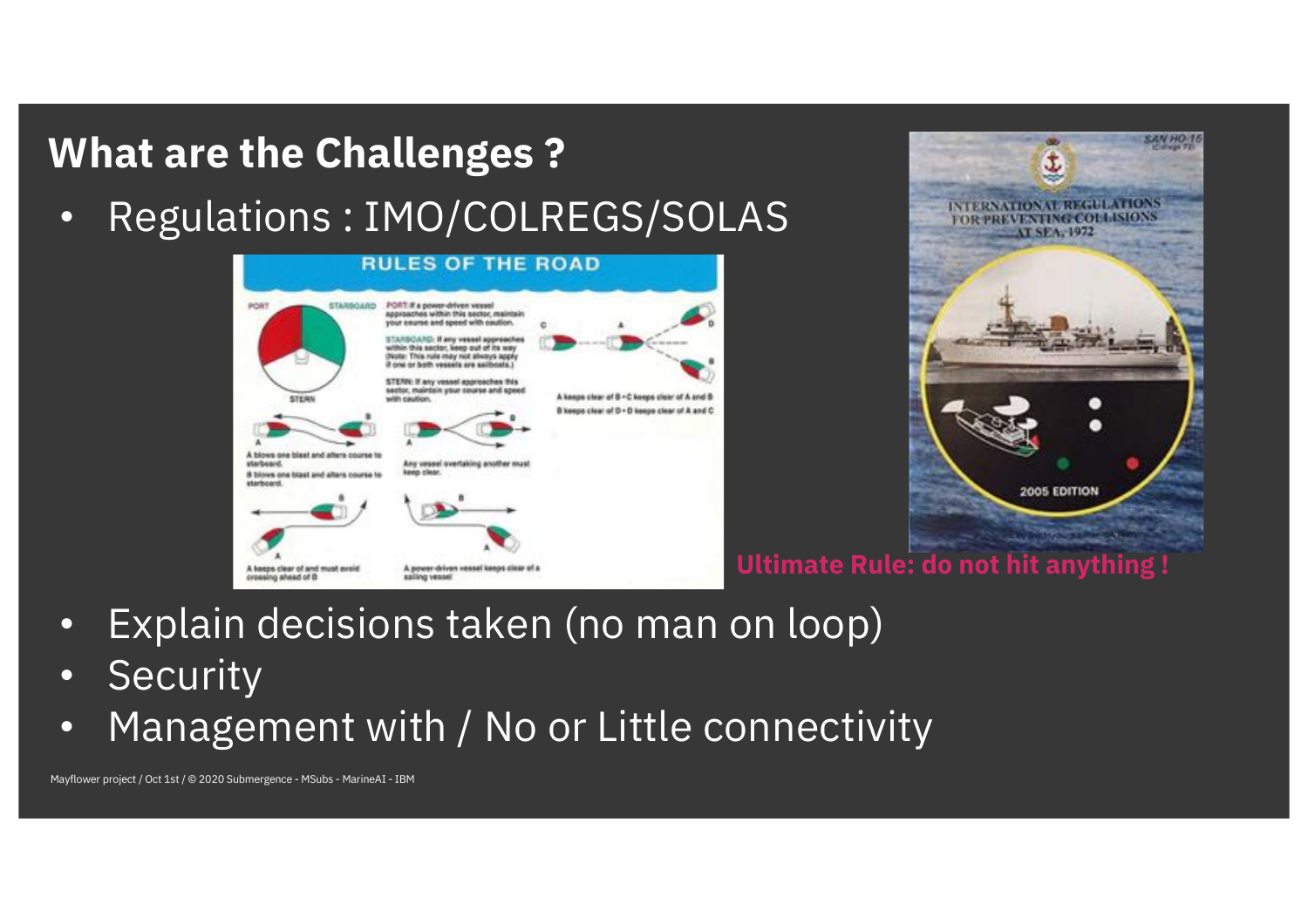## What are the Challenges ?

- Regulations : IMO/COLREGS/SOLAS

**Ultimate Rule: do not hit anything !**

- Explain decisions taken (no man on loop)
- Security
- Management with / No or Little connectivity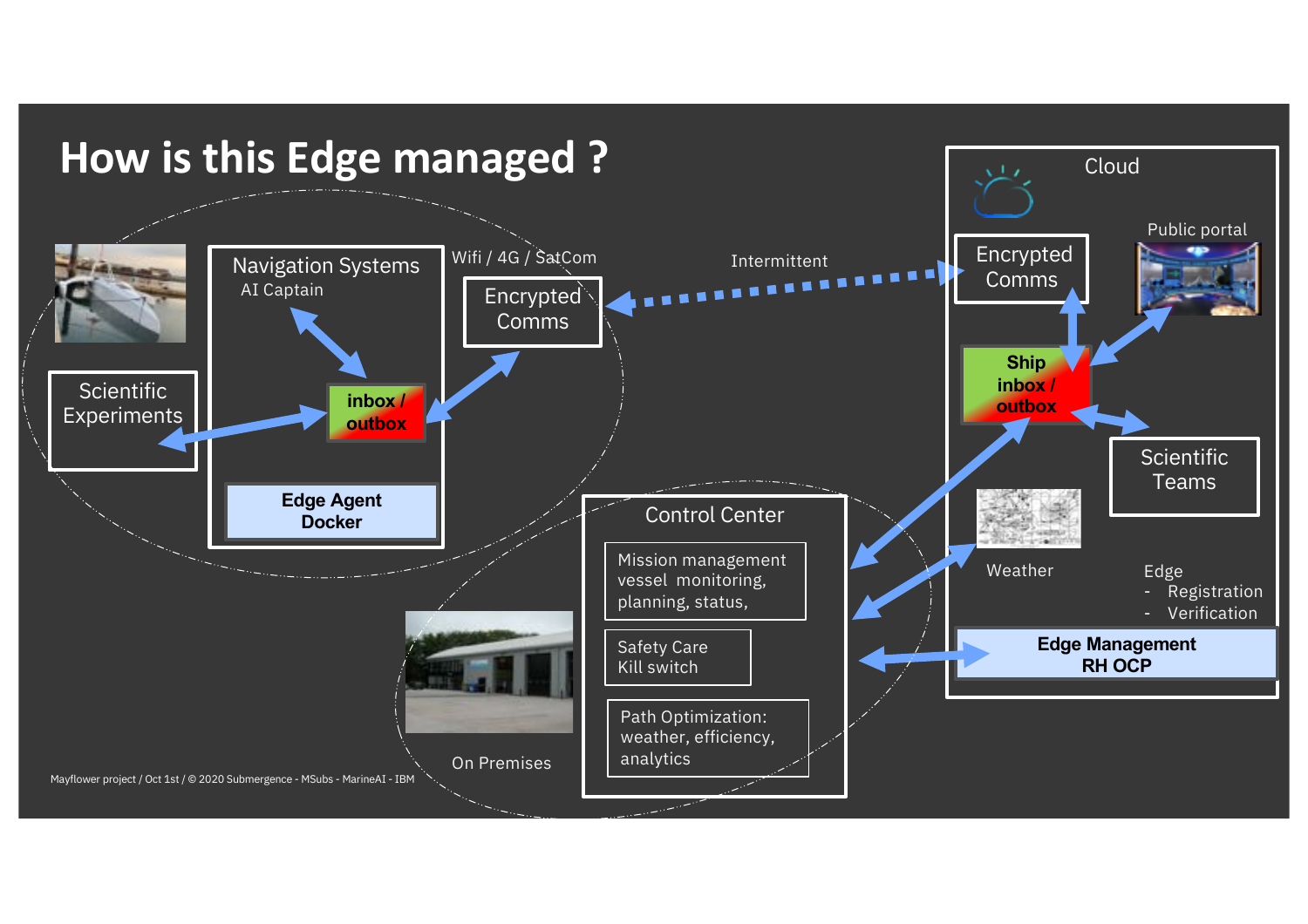# How is this Edge managed ?

Navigation Systems
AI Captain

Scientific Experiments

inbox / outbox

Edge Agent
Docker

Wifi / 4G / SatCom

Encrypted Comms

Intermittent

Cloud

Encrypted Comms

Public portal

Ship inbox / outbox

Scientific Teams

Weather

Edge
- Registration
- Verification

Edge Management
RH OCP

Control Center

Mission management vessel monitoring, planning, status,

Safety Care
Kill switch

Path Optimization: weather, efficiency, analytics

On Premises

Mayflower project / Oct 1st / © 2020 Submergence - MSubs - MarineAI - IBM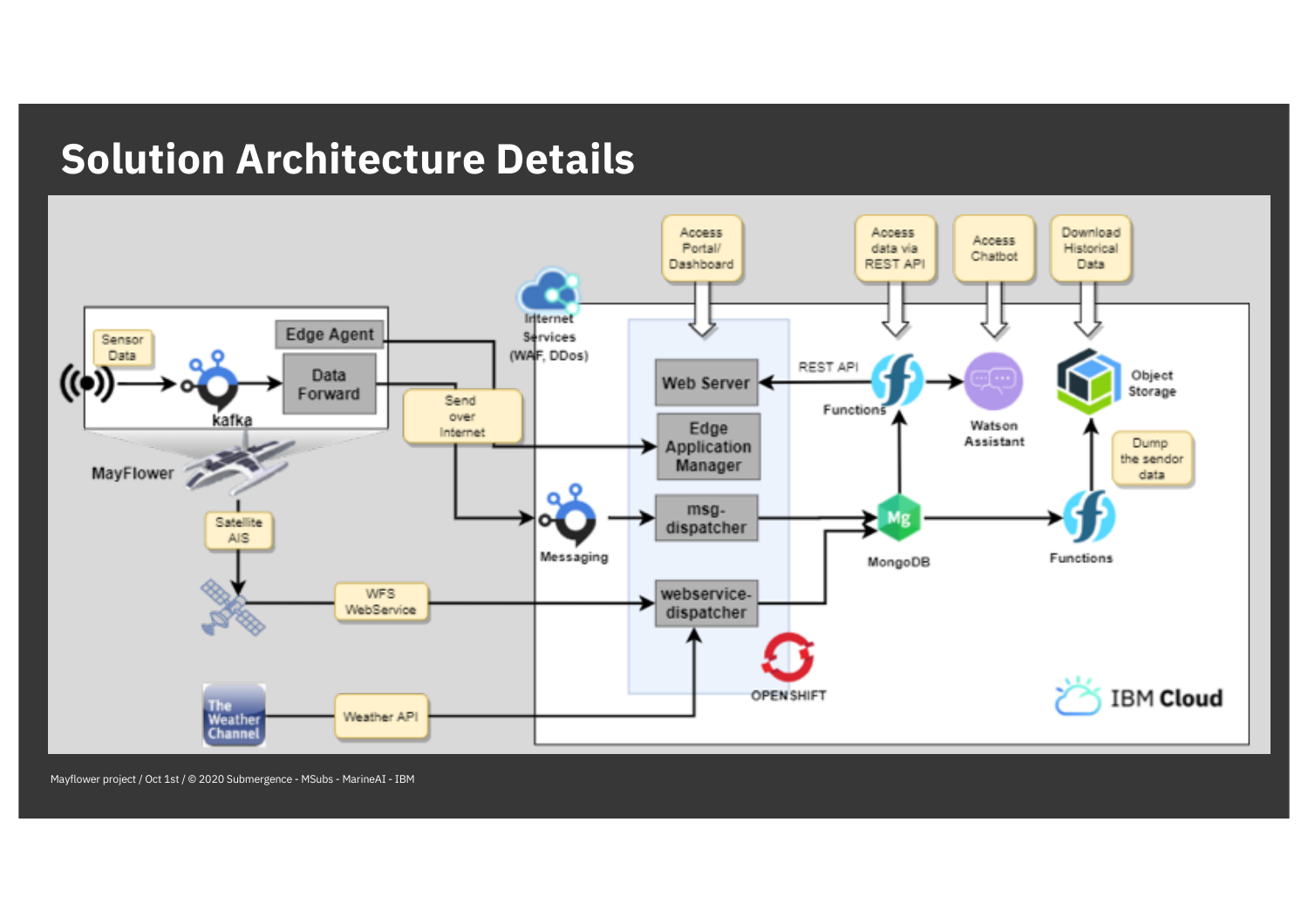# Solution Architecture Details

Sensor Data

kafka

Edge Agent

Data Forward

MayFlower

Send over Internet

Internet Services (WAF, DDos)

Satellite AIS

WFS WebService

The Weather Channel

Weather API

Access Portal/ Dashboard

Access data via REST API

Access Chatbot

Download Historical Data

Web Server

Edge Application Manager

Messaging

msg-dispatcher

webservice-dispatcher

OPENSHIFT

REST API

Functions

Watson Assistant

Object Storage

Dump the sendor data

MongoDB

Functions

IBM Cloud

Mayflower project / Oct 1st / © 2020 Submergence - MSubs - MarineAI - IBM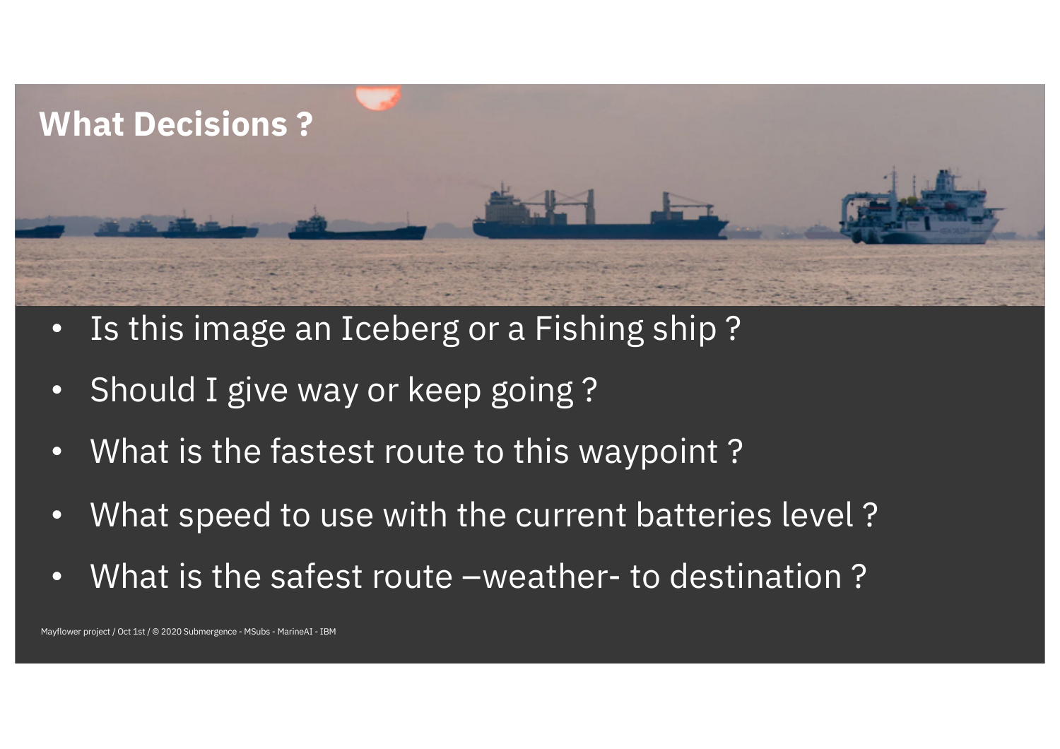# What Decisions ?

- Is this image an Iceberg or a Fishing ship ?
- Should I give way or keep going ?
- What is the fastest route to this waypoint ?
- What speed to use with the current batteries level ?
- What is the safest route –weather- to destination ?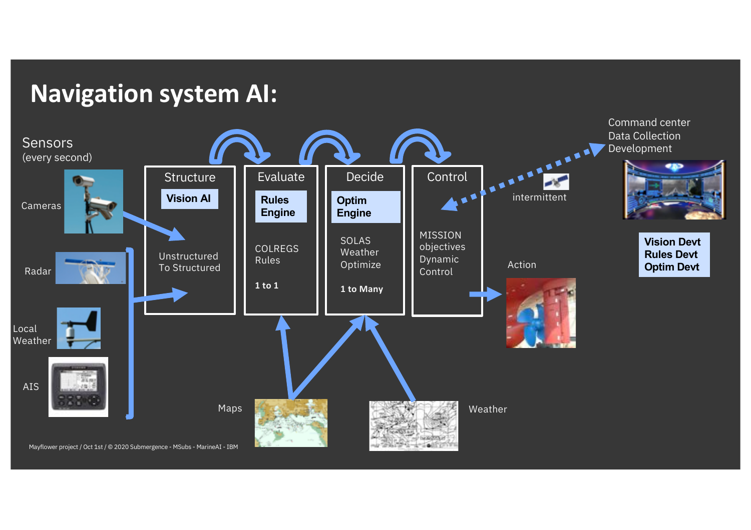# Navigation system AI:

Sensors
(every second)

Cameras

Radar

Local Weather

AIS

Structure

**Vision AI**

Unstructured To Structured

Evaluate

**Rules Engine**

COLREGS Rules

**1 to 1**

Decide

**Optim Engine**

SOLAS Weather Optimize

**1 to Many**

Control

MISSION objectives Dynamic Control

intermittent

Command center
Data Collection
Development

**Vision Devt**
**Rules Devt**
**Optim Devt**

Action

Maps

Weather

Mayflower project / Oct 1st / © 2020 Submergence - MSubs - MarineAI - IBM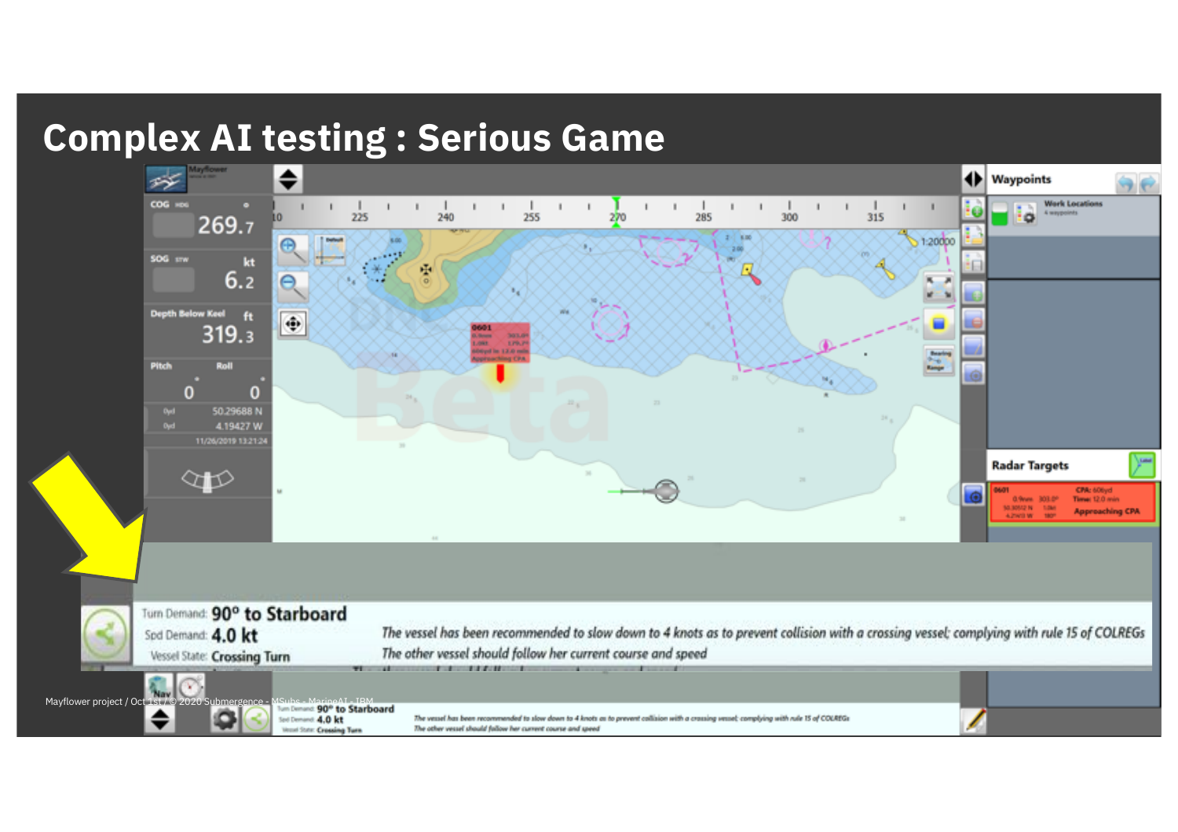# Complex AI testing : Serious Game

Turn Demand: **90° to Starboard**
Spd Demand: **4.0 kt**
Vessel State: **Crossing Turn**

*The vessel has been recommended to slow down to 4 knots as to prevent collision with a crossing vessel; complying with rule 15 of COLREGs*
*The other vessel should follow her current course and speed*

Mayflower project / Oct 1st / © 2020 Submergence - MSubs - MarineAI - IBM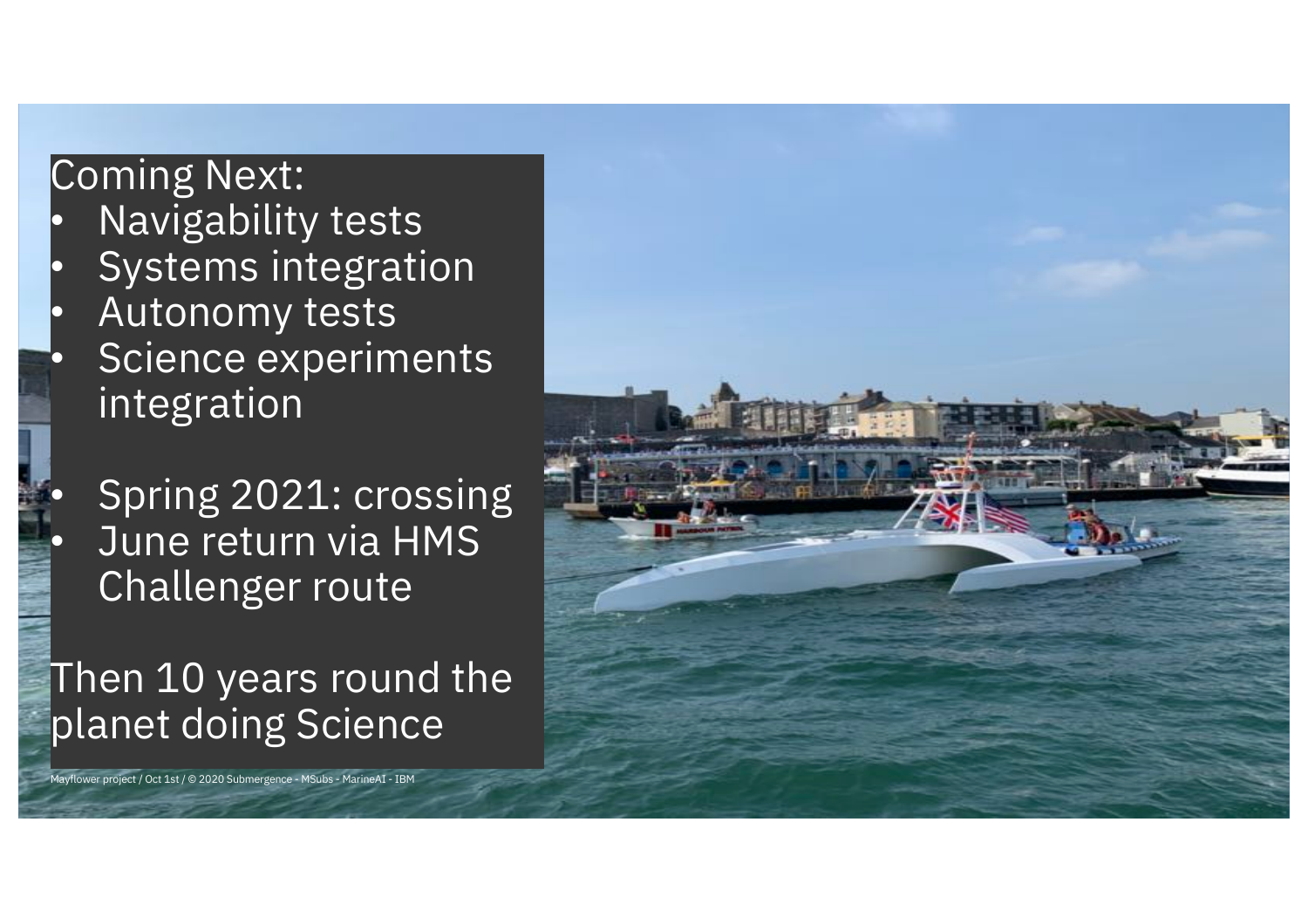Coming Next:

- Navigability tests
- Systems integration
- Autonomy tests
- Science experiments integration

- Spring 2021: crossing
- June return via HMS Challenger route

Then 10 years round the planet doing Science

Mayflower project / Oct 1st / © 2020 Submergence - MSubs - MarineAI - IBM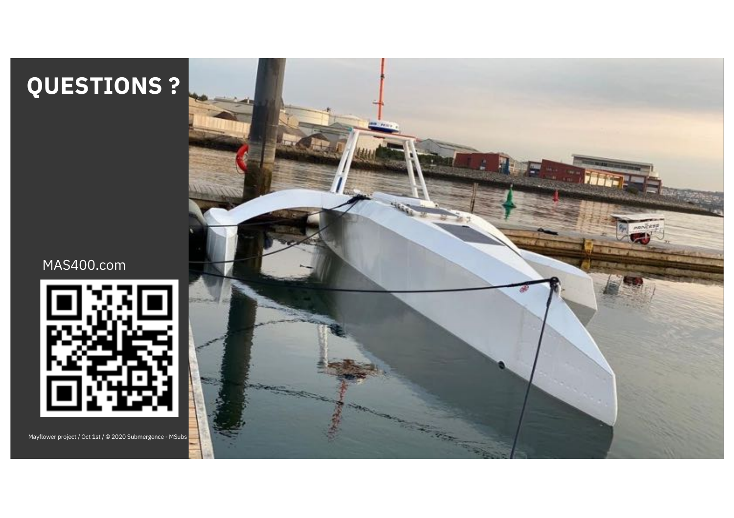# QUESTIONS ?

MAS400.com

Mayflower project / Oct 1st / © 2020 Submergence - MSubs